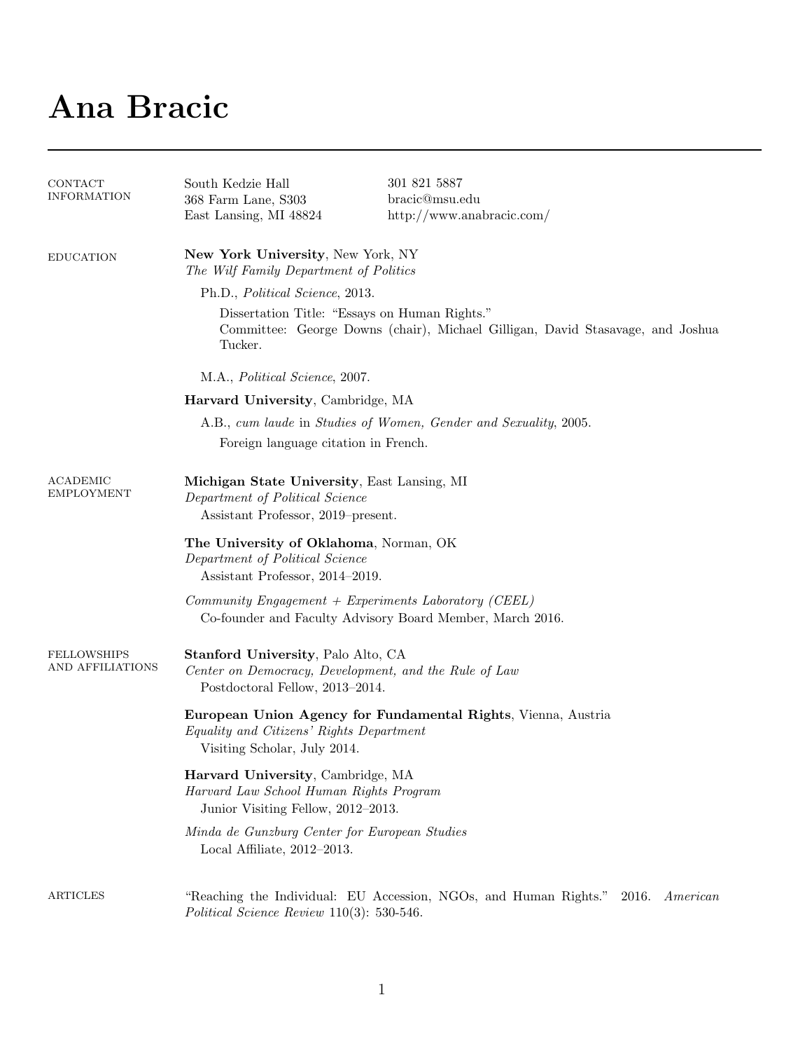# Ana Bracic

## Contact Information

South Kedzie Hall
368 Farm Lane, S303
East Lansing, MI 48824

301 821 5887
bracic@msu.edu
http://www.anabracic.com/

## Education

**New York University**, New York, NY
*The Wilf Family Department of Politics*

Ph.D., *Political Science*, 2013.

Dissertation Title: "Essays on Human Rights."
Committee: George Downs (chair), Michael Gilligan, David Stasavage, and Joshua Tucker.

M.A., *Political Science*, 2007.

**Harvard University**, Cambridge, MA

A.B., *cum laude* in *Studies of Women, Gender and Sexuality*, 2005.

Foreign language citation in French.

## Academic Employment

**Michigan State University**, East Lansing, MI
*Department of Political Science*
Assistant Professor, 2019–present.

**The University of Oklahoma**, Norman, OK
*Department of Political Science*
Assistant Professor, 2014–2019.

*Community Engagement + Experiments Laboratory (CEEL)*
Co-founder and Faculty Advisory Board Member, March 2016.

## Fellowships and Affiliations

**Stanford University**, Palo Alto, CA
*Center on Democracy, Development, and the Rule of Law*
Postdoctoral Fellow, 2013–2014.

**European Union Agency for Fundamental Rights**, Vienna, Austria
*Equality and Citizens' Rights Department*
Visiting Scholar, July 2014.

**Harvard University**, Cambridge, MA
*Harvard Law School Human Rights Program*
Junior Visiting Fellow, 2012–2013.

*Minda de Gunzburg Center for European Studies*
Local Affiliate, 2012–2013.

## Articles

"Reaching the Individual: EU Accession, NGOs, and Human Rights." 2016. *American Political Science Review* 110(3): 530-546.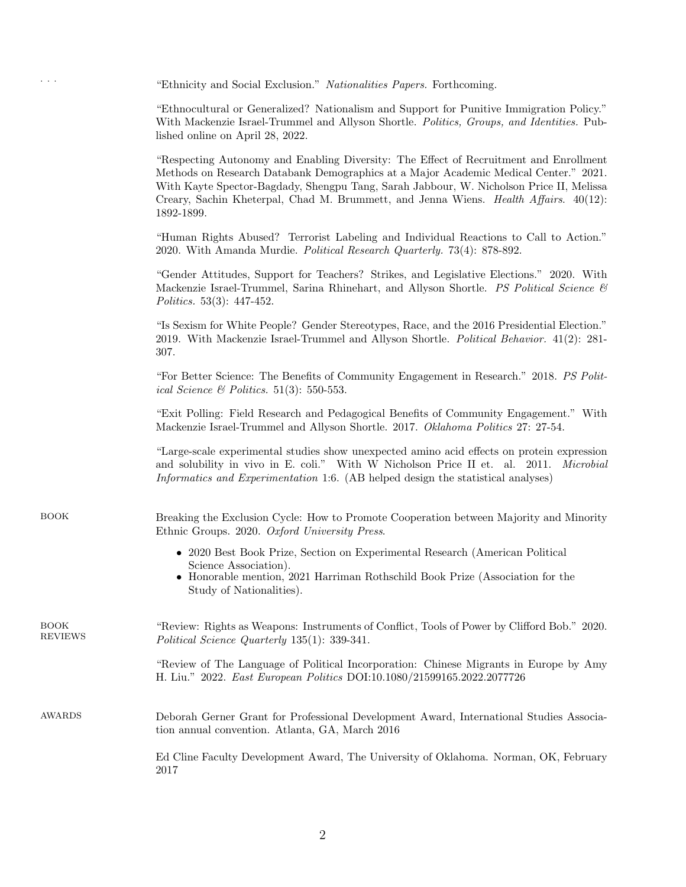. . .

"Ethnicity and Social Exclusion." *Nationalities Papers.* Forthcoming.

"Ethnocultural or Generalized? Nationalism and Support for Punitive Immigration Policy." With Mackenzie Israel-Trummel and Allyson Shortle. *Politics, Groups, and Identities.* Published online on April 28, 2022.

"Respecting Autonomy and Enabling Diversity: The Effect of Recruitment and Enrollment Methods on Research Databank Demographics at a Major Academic Medical Center." 2021. With Kayte Spector-Bagdady, Shengpu Tang, Sarah Jabbour, W. Nicholson Price II, Melissa Creary, Sachin Kheterpal, Chad M. Brummett, and Jenna Wiens. *Health Affairs.* 40(12): 1892-1899.

"Human Rights Abused? Terrorist Labeling and Individual Reactions to Call to Action." 2020. With Amanda Murdie. *Political Research Quarterly.* 73(4): 878-892.

"Gender Attitudes, Support for Teachers? Strikes, and Legislative Elections." 2020. With Mackenzie Israel-Trummel, Sarina Rhinehart, and Allyson Shortle. *PS Political Science & Politics.* 53(3): 447-452.

"Is Sexism for White People? Gender Stereotypes, Race, and the 2016 Presidential Election." 2019. With Mackenzie Israel-Trummel and Allyson Shortle. *Political Behavior.* 41(2): 281-307.

"For Better Science: The Benefits of Community Engagement in Research." 2018. *PS Political Science & Politics.* 51(3): 550-553.

"Exit Polling: Field Research and Pedagogical Benefits of Community Engagement." With Mackenzie Israel-Trummel and Allyson Shortle. 2017. *Oklahoma Politics* 27: 27-54.

"Large-scale experimental studies show unexpected amino acid effects on protein expression and solubility in vivo in E. coli." With W Nicholson Price II et. al. 2011. *Microbial Informatics and Experimentation* 1:6. (AB helped design the statistical analyses)

## BOOK

Breaking the Exclusion Cycle: How to Promote Cooperation between Majority and Minority Ethnic Groups. 2020. *Oxford University Press*.

- 2020 Best Book Prize, Section on Experimental Research (American Political Science Association).
- Honorable mention, 2021 Harriman Rothschild Book Prize (Association for the Study of Nationalities).

## BOOK REVIEWS

"Review: Rights as Weapons: Instruments of Conflict, Tools of Power by Clifford Bob." 2020. *Political Science Quarterly* 135(1): 339-341.

"Review of The Language of Political Incorporation: Chinese Migrants in Europe by Amy H. Liu." 2022. *East European Politics* DOI:10.1080/21599165.2022.2077726

## AWARDS

Deborah Gerner Grant for Professional Development Award, International Studies Association annual convention. Atlanta, GA, March 2016

Ed Cline Faculty Development Award, The University of Oklahoma. Norman, OK, February 2017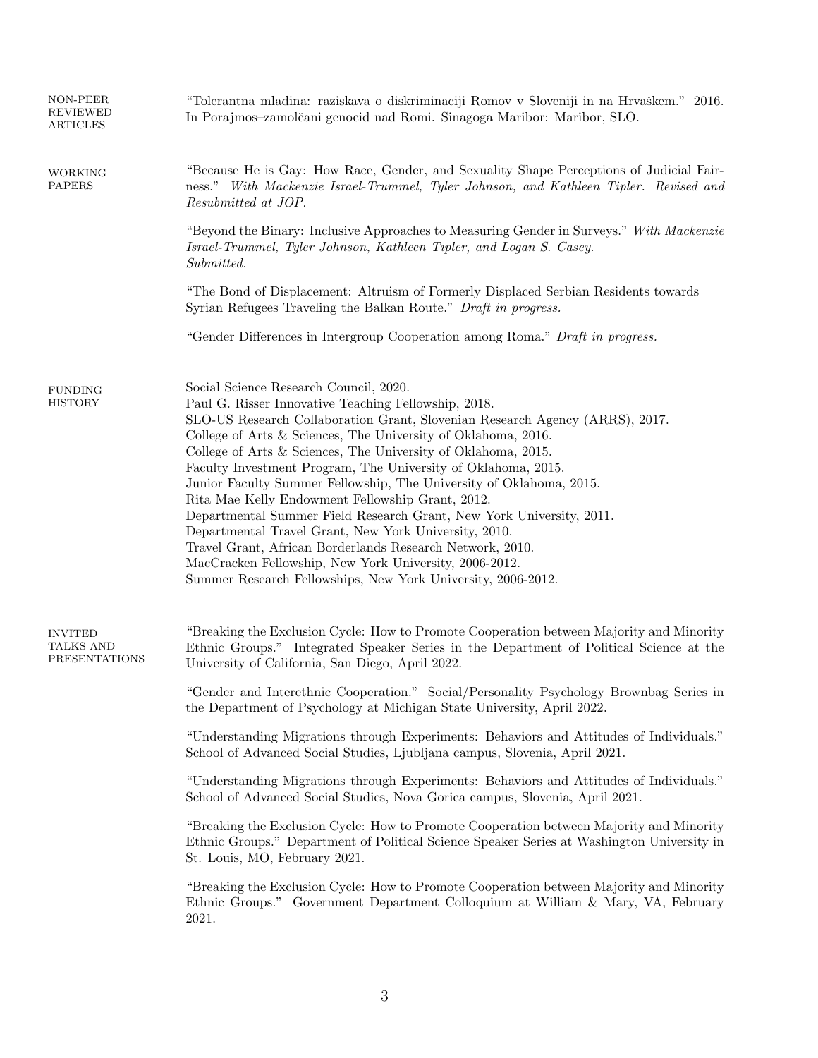## NON-PEER REVIEWED ARTICLES

"Tolerantna mladina: raziskava o diskriminaciji Romov v Sloveniji in na Hrvaškem." 2016. In Porajmos–zamolčani genocid nad Romi. Sinagoga Maribor: Maribor, SLO.

## WORKING PAPERS

"Because He is Gay: How Race, Gender, and Sexuality Shape Perceptions of Judicial Fairness." *With Mackenzie Israel-Trummel, Tyler Johnson, and Kathleen Tipler. Revised and Resubmitted at JOP.*

"Beyond the Binary: Inclusive Approaches to Measuring Gender in Surveys." *With Mackenzie Israel-Trummel, Tyler Johnson, Kathleen Tipler, and Logan S. Casey. Submitted.*

"The Bond of Displacement: Altruism of Formerly Displaced Serbian Residents towards Syrian Refugees Traveling the Balkan Route." *Draft in progress.*

"Gender Differences in Intergroup Cooperation among Roma." *Draft in progress.*

## FUNDING HISTORY

Social Science Research Council, 2020.
Paul G. Risser Innovative Teaching Fellowship, 2018.
SLO-US Research Collaboration Grant, Slovenian Research Agency (ARRS), 2017.
College of Arts & Sciences, The University of Oklahoma, 2016.
College of Arts & Sciences, The University of Oklahoma, 2015.
Faculty Investment Program, The University of Oklahoma, 2015.
Junior Faculty Summer Fellowship, The University of Oklahoma, 2015.
Rita Mae Kelly Endowment Fellowship Grant, 2012.
Departmental Summer Field Research Grant, New York University, 2011.
Departmental Travel Grant, New York University, 2010.
Travel Grant, African Borderlands Research Network, 2010.
MacCracken Fellowship, New York University, 2006-2012.
Summer Research Fellowships, New York University, 2006-2012.

## INVITED TALKS AND PRESENTATIONS

"Breaking the Exclusion Cycle: How to Promote Cooperation between Majority and Minority Ethnic Groups." Integrated Speaker Series in the Department of Political Science at the University of California, San Diego, April 2022.

"Gender and Interethnic Cooperation." Social/Personality Psychology Brownbag Series in the Department of Psychology at Michigan State University, April 2022.

"Understanding Migrations through Experiments: Behaviors and Attitudes of Individuals." School of Advanced Social Studies, Ljubljana campus, Slovenia, April 2021.

"Understanding Migrations through Experiments: Behaviors and Attitudes of Individuals." School of Advanced Social Studies, Nova Gorica campus, Slovenia, April 2021.

"Breaking the Exclusion Cycle: How to Promote Cooperation between Majority and Minority Ethnic Groups." Department of Political Science Speaker Series at Washington University in St. Louis, MO, February 2021.

"Breaking the Exclusion Cycle: How to Promote Cooperation between Majority and Minority Ethnic Groups." Government Department Colloquium at William & Mary, VA, February 2021.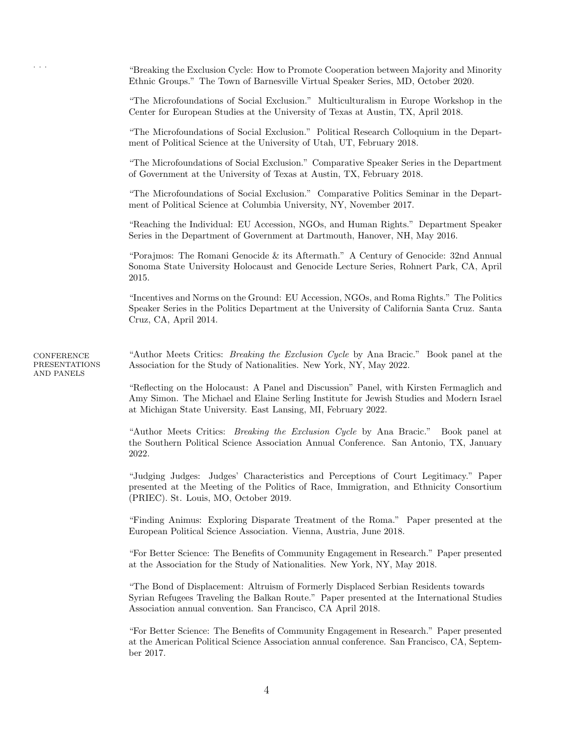. . .

"Breaking the Exclusion Cycle: How to Promote Cooperation between Majority and Minority Ethnic Groups." The Town of Barnesville Virtual Speaker Series, MD, October 2020.

"The Microfoundations of Social Exclusion." Multiculturalism in Europe Workshop in the Center for European Studies at the University of Texas at Austin, TX, April 2018.

"The Microfoundations of Social Exclusion." Political Research Colloquium in the Department of Political Science at the University of Utah, UT, February 2018.

"The Microfoundations of Social Exclusion." Comparative Speaker Series in the Department of Government at the University of Texas at Austin, TX, February 2018.

"The Microfoundations of Social Exclusion." Comparative Politics Seminar in the Department of Political Science at Columbia University, NY, November 2017.

"Reaching the Individual: EU Accession, NGOs, and Human Rights." Department Speaker Series in the Department of Government at Dartmouth, Hanover, NH, May 2016.

"Porajmos: The Romani Genocide & its Aftermath." A Century of Genocide: 32nd Annual Sonoma State University Holocaust and Genocide Lecture Series, Rohnert Park, CA, April 2015.

"Incentives and Norms on the Ground: EU Accession, NGOs, and Roma Rights." The Politics Speaker Series in the Politics Department at the University of California Santa Cruz. Santa Cruz, CA, April 2014.

## CONFERENCE PRESENTATIONS AND PANELS

"Author Meets Critics: *Breaking the Exclusion Cycle* by Ana Bracic." Book panel at the Association for the Study of Nationalities. New York, NY, May 2022.

"Reflecting on the Holocaust: A Panel and Discussion" Panel, with Kirsten Fermaglich and Amy Simon. The Michael and Elaine Serling Institute for Jewish Studies and Modern Israel at Michigan State University. East Lansing, MI, February 2022.

"Author Meets Critics: *Breaking the Exclusion Cycle* by Ana Bracic." Book panel at the Southern Political Science Association Annual Conference. San Antonio, TX, January 2022.

"Judging Judges: Judges' Characteristics and Perceptions of Court Legitimacy." Paper presented at the Meeting of the Politics of Race, Immigration, and Ethnicity Consortium (PRIEC). St. Louis, MO, October 2019.

"Finding Animus: Exploring Disparate Treatment of the Roma." Paper presented at the European Political Science Association. Vienna, Austria, June 2018.

"For Better Science: The Benefits of Community Engagement in Research." Paper presented at the Association for the Study of Nationalities. New York, NY, May 2018.

"The Bond of Displacement: Altruism of Formerly Displaced Serbian Residents towards Syrian Refugees Traveling the Balkan Route." Paper presented at the International Studies Association annual convention. San Francisco, CA April 2018.

"For Better Science: The Benefits of Community Engagement in Research." Paper presented at the American Political Science Association annual conference. San Francisco, CA, September 2017.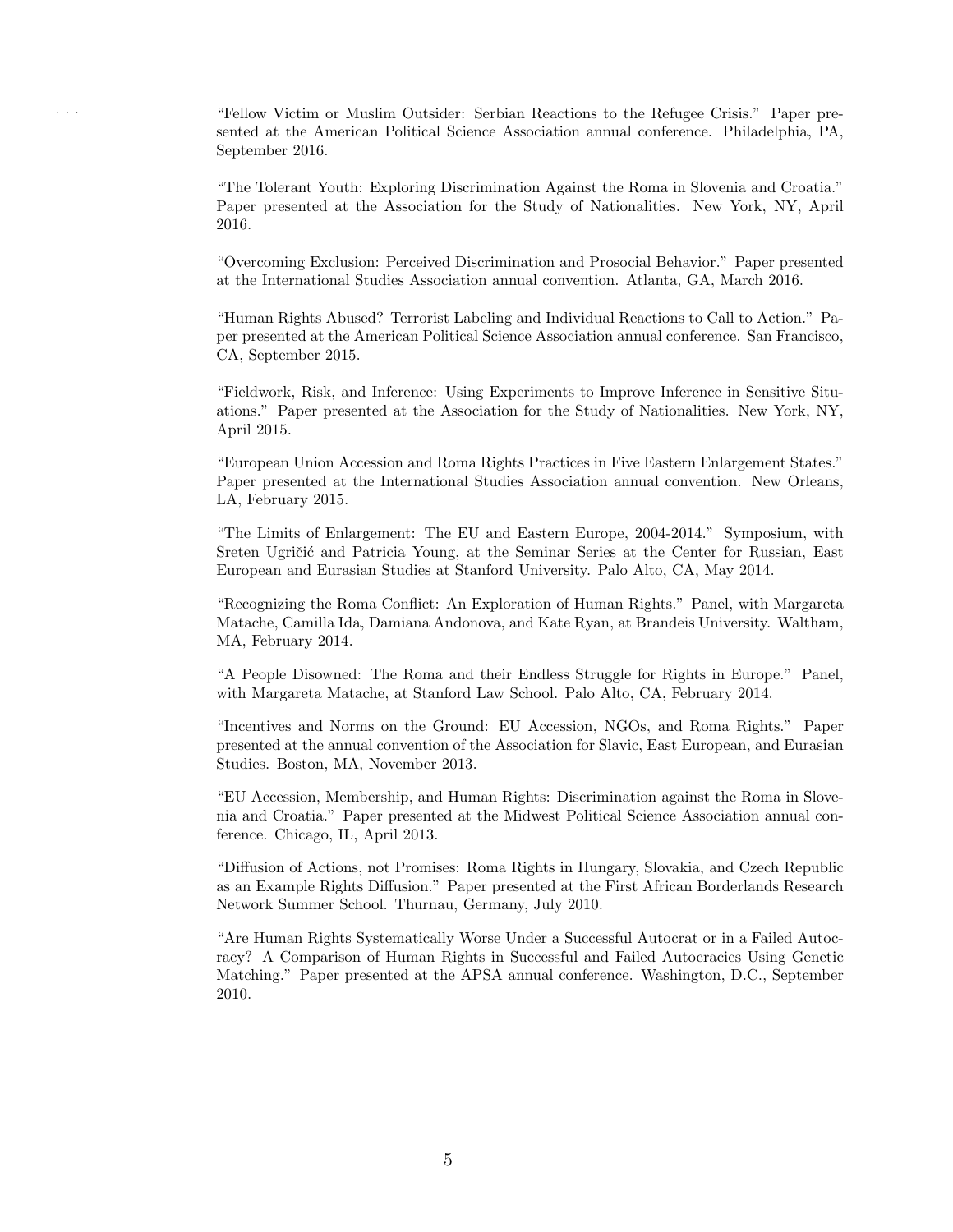. . .

"Fellow Victim or Muslim Outsider: Serbian Reactions to the Refugee Crisis." Paper presented at the American Political Science Association annual conference. Philadelphia, PA, September 2016.

"The Tolerant Youth: Exploring Discrimination Against the Roma in Slovenia and Croatia." Paper presented at the Association for the Study of Nationalities. New York, NY, April 2016.

"Overcoming Exclusion: Perceived Discrimination and Prosocial Behavior." Paper presented at the International Studies Association annual convention. Atlanta, GA, March 2016.

"Human Rights Abused? Terrorist Labeling and Individual Reactions to Call to Action." Paper presented at the American Political Science Association annual conference. San Francisco, CA, September 2015.

"Fieldwork, Risk, and Inference: Using Experiments to Improve Inference in Sensitive Situations." Paper presented at the Association for the Study of Nationalities. New York, NY, April 2015.

"European Union Accession and Roma Rights Practices in Five Eastern Enlargement States." Paper presented at the International Studies Association annual convention. New Orleans, LA, February 2015.

"The Limits of Enlargement: The EU and Eastern Europe, 2004-2014." Symposium, with Sreten Ugričić and Patricia Young, at the Seminar Series at the Center for Russian, East European and Eurasian Studies at Stanford University. Palo Alto, CA, May 2014.

"Recognizing the Roma Conflict: An Exploration of Human Rights." Panel, with Margareta Matache, Camilla Ida, Damiana Andonova, and Kate Ryan, at Brandeis University. Waltham, MA, February 2014.

"A People Disowned: The Roma and their Endless Struggle for Rights in Europe." Panel, with Margareta Matache, at Stanford Law School. Palo Alto, CA, February 2014.

"Incentives and Norms on the Ground: EU Accession, NGOs, and Roma Rights." Paper presented at the annual convention of the Association for Slavic, East European, and Eurasian Studies. Boston, MA, November 2013.

"EU Accession, Membership, and Human Rights: Discrimination against the Roma in Slovenia and Croatia." Paper presented at the Midwest Political Science Association annual conference. Chicago, IL, April 2013.

"Diffusion of Actions, not Promises: Roma Rights in Hungary, Slovakia, and Czech Republic as an Example Rights Diffusion." Paper presented at the First African Borderlands Research Network Summer School. Thurnau, Germany, July 2010.

"Are Human Rights Systematically Worse Under a Successful Autocrat or in a Failed Autocracy? A Comparison of Human Rights in Successful and Failed Autocracies Using Genetic Matching." Paper presented at the APSA annual conference. Washington, D.C., September 2010.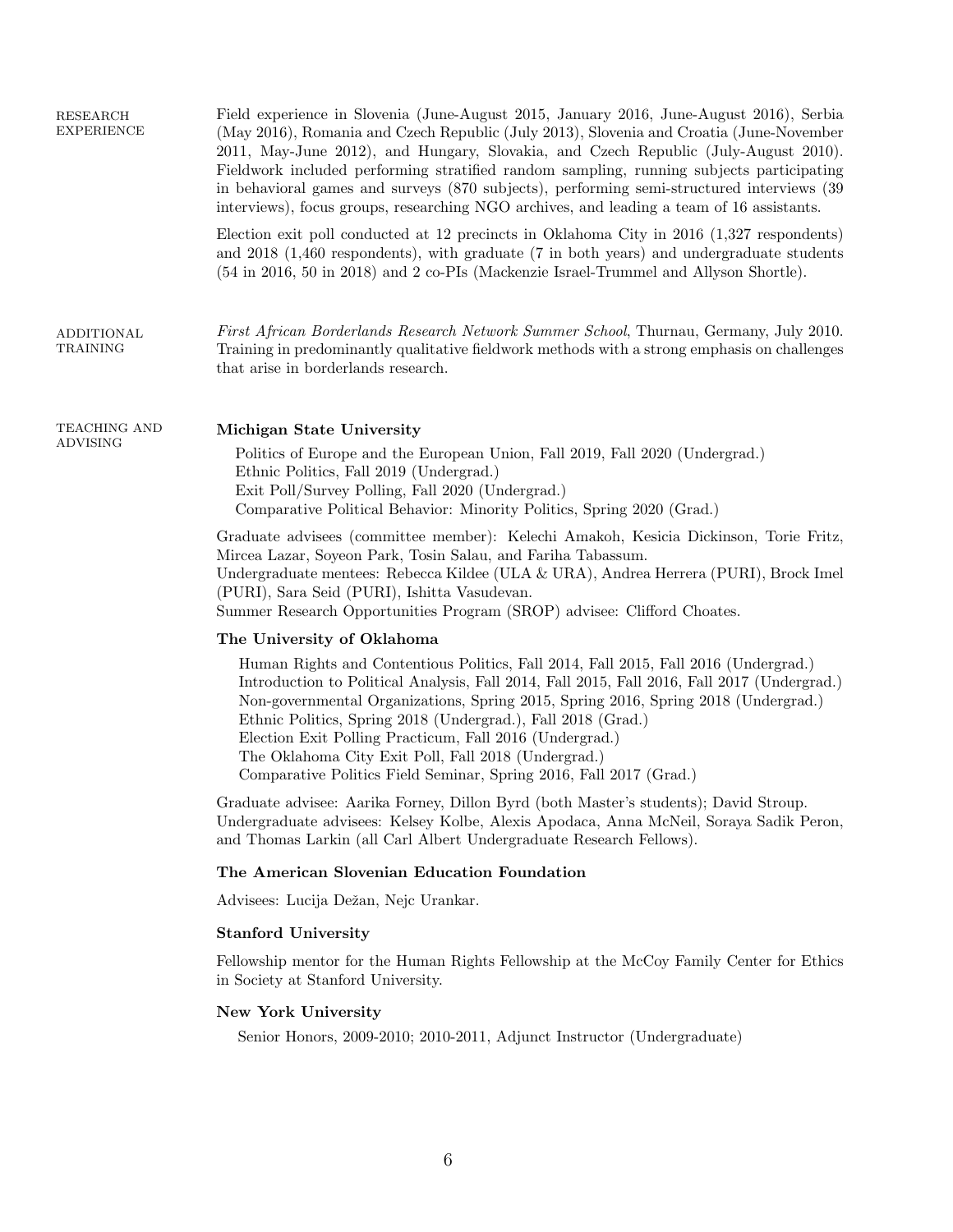## RESEARCH EXPERIENCE

Field experience in Slovenia (June-August 2015, January 2016, June-August 2016), Serbia (May 2016), Romania and Czech Republic (July 2013), Slovenia and Croatia (June-November 2011, May-June 2012), and Hungary, Slovakia, and Czech Republic (July-August 2010). Fieldwork included performing stratified random sampling, running subjects participating in behavioral games and surveys (870 subjects), performing semi-structured interviews (39 interviews), focus groups, researching NGO archives, and leading a team of 16 assistants.

Election exit poll conducted at 12 precincts in Oklahoma City in 2016 (1,327 respondents) and 2018 (1,460 respondents), with graduate (7 in both years) and undergraduate students (54 in 2016, 50 in 2018) and 2 co-PIs (Mackenzie Israel-Trummel and Allyson Shortle).

## ADDITIONAL TRAINING

*First African Borderlands Research Network Summer School*, Thurnau, Germany, July 2010. Training in predominantly qualitative fieldwork methods with a strong emphasis on challenges that arise in borderlands research.

## TEACHING AND ADVISING

### Michigan State University

Politics of Europe and the European Union, Fall 2019, Fall 2020 (Undergrad.)
Ethnic Politics, Fall 2019 (Undergrad.)
Exit Poll/Survey Polling, Fall 2020 (Undergrad.)
Comparative Political Behavior: Minority Politics, Spring 2020 (Grad.)

Graduate advisees (committee member): Kelechi Amakoh, Kesicia Dickinson, Torie Fritz, Mircea Lazar, Soyeon Park, Tosin Salau, and Fariha Tabassum.
Undergraduate mentees: Rebecca Kildee (ULA & URA), Andrea Herrera (PURI), Brock Imel (PURI), Sara Seid (PURI), Ishitta Vasudevan.
Summer Research Opportunities Program (SROP) advisee: Clifford Choates.

### The University of Oklahoma

Human Rights and Contentious Politics, Fall 2014, Fall 2015, Fall 2016 (Undergrad.)
Introduction to Political Analysis, Fall 2014, Fall 2015, Fall 2016, Fall 2017 (Undergrad.)
Non-governmental Organizations, Spring 2015, Spring 2016, Spring 2018 (Undergrad.)
Ethnic Politics, Spring 2018 (Undergrad.), Fall 2018 (Grad.)
Election Exit Polling Practicum, Fall 2016 (Undergrad.)
The Oklahoma City Exit Poll, Fall 2018 (Undergrad.)
Comparative Politics Field Seminar, Spring 2016, Fall 2017 (Grad.)

Graduate advisee: Aarika Forney, Dillon Byrd (both Master's students); David Stroup.
Undergraduate advisees: Kelsey Kolbe, Alexis Apodaca, Anna McNeil, Soraya Sadik Peron, and Thomas Larkin (all Carl Albert Undergraduate Research Fellows).

### The American Slovenian Education Foundation

Advisees: Lucija Dežan, Nejc Urankar.

### Stanford University

Fellowship mentor for the Human Rights Fellowship at the McCoy Family Center for Ethics in Society at Stanford University.

### New York University

Senior Honors, 2009-2010; 2010-2011, Adjunct Instructor (Undergraduate)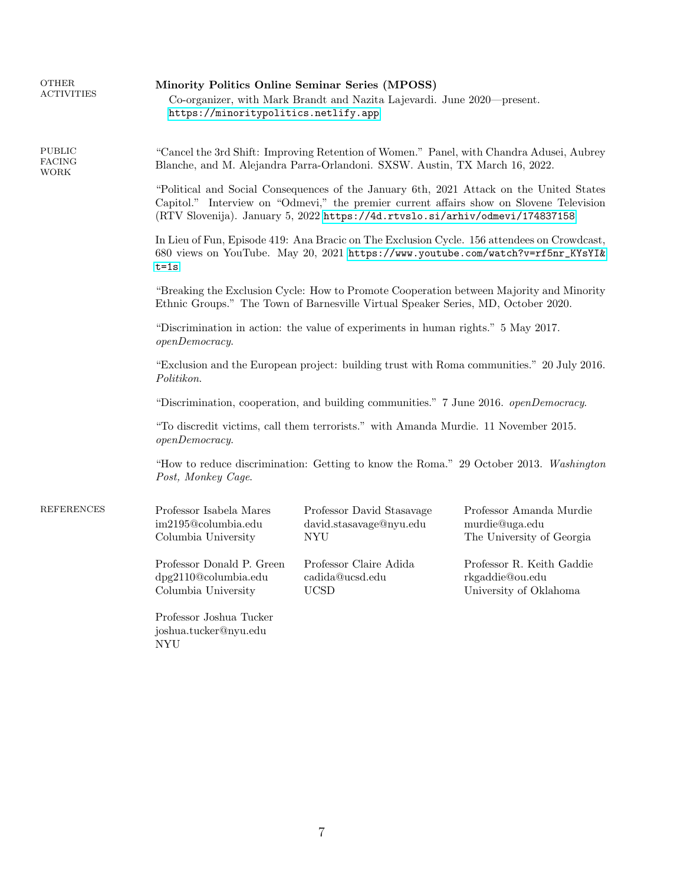## OTHER ACTIVITIES

**Minority Politics Online Seminar Series (MPOSS)**
Co-organizer, with Mark Brandt and Nazita Lajevardi. June 2020—present.
https://minoritypolitics.netlify.app

## PUBLIC FACING WORK

"Cancel the 3rd Shift: Improving Retention of Women." Panel, with Chandra Adusei, Aubrey Blanche, and M. Alejandra Parra-Orlandoni. SXSW. Austin, TX March 16, 2022.

"Political and Social Consequences of the January 6th, 2021 Attack on the United States Capitol." Interview on "Odmevi," the premier current affairs show on Slovene Television (RTV Slovenija). January 5, 2022 https://4d.rtvslo.si/arhiv/odmevi/174837158

In Lieu of Fun, Episode 419: Ana Bracic on The Exclusion Cycle. 156 attendees on Crowdcast, 680 views on YouTube. May 20, 2021 https://www.youtube.com/watch?v=rf5nr_KYsYI&t=1s

"Breaking the Exclusion Cycle: How to Promote Cooperation between Majority and Minority Ethnic Groups." The Town of Barnesville Virtual Speaker Series, MD, October 2020.

"Discrimination in action: the value of experiments in human rights." 5 May 2017. *openDemocracy*.

"Exclusion and the European project: building trust with Roma communities." 20 July 2016. *Politikon*.

"Discrimination, cooperation, and building communities." 7 June 2016. *openDemocracy*.

"To discredit victims, call them terrorists." with Amanda Murdie. 11 November 2015. *openDemocracy*.

"How to reduce discrimination: Getting to know the Roma." 29 October 2013. *Washington Post, Monkey Cage*.

## REFERENCES

Professor Isabela Mares
im2195@columbia.edu
Columbia University

Professor David Stasavage
david.stasavage@nyu.edu
NYU

Professor Amanda Murdie
murdie@uga.edu
The University of Georgia

Professor Donald P. Green
dpg2110@columbia.edu
Columbia University

Professor Claire Adida
cadida@ucsd.edu
UCSD

Professor R. Keith Gaddie
rkgaddie@ou.edu
University of Oklahoma

Professor Joshua Tucker
joshua.tucker@nyu.edu
NYU